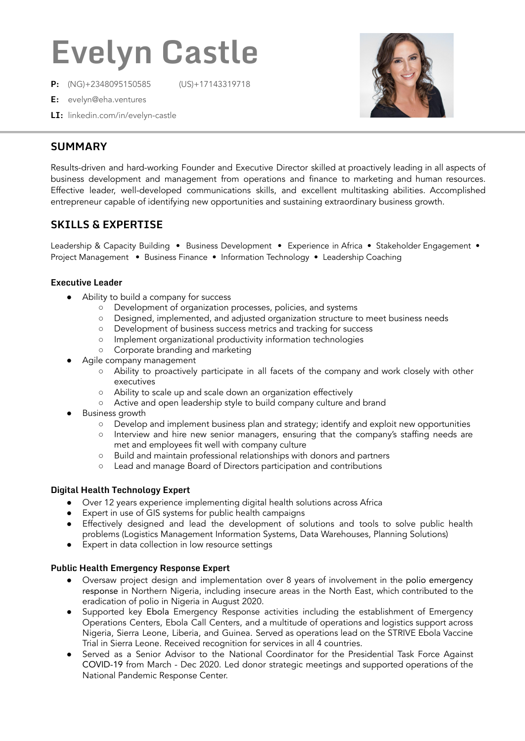# Evelyn Castle

**P:** (NG)+2348095150585 (US)+17143319718

**E:** evelyn@eha.ventures

**LI:** linkedin.com/in/evelyn-castle

## SUMMARY

Results-driven and hard-working Founder and Executive Director skilled at proactively leading in all aspects of business development and management from operations and finance to marketing and human resources. Effective leader, well-developed communications skills, and excellent multitasking abilities. Accomplished entrepreneur capable of identifying new opportunities and sustaining extraordinary business growth.

## SKILLS & EXPERTISE

Leadership & Capacity Building • Business Development • Experience in Africa • Stakeholder Engagement • Project Management • Business Finance • Information Technology • Leadership Coaching

### Executive Leader

- Ability to build a company for success
  - Development of organization processes, policies, and systems
  - Designed, implemented, and adjusted organization structure to meet business needs
  - Development of business success metrics and tracking for success
  - Implement organizational productivity information technologies
  - Corporate branding and marketing
- Agile company management
  - Ability to proactively participate in all facets of the company and work closely with other executives
  - Ability to scale up and scale down an organization effectively
  - Active and open leadership style to build company culture and brand
- Business growth
  - Develop and implement business plan and strategy; identify and exploit new opportunities
  - Interview and hire new senior managers, ensuring that the company's staffing needs are met and employees fit well with company culture
  - Build and maintain professional relationships with donors and partners
  - Lead and manage Board of Directors participation and contributions

### Digital Health Technology Expert

- Over 12 years experience implementing digital health solutions across Africa
- Expert in use of GIS systems for public health campaigns
- Effectively designed and lead the development of solutions and tools to solve public health problems (Logistics Management Information Systems, Data Warehouses, Planning Solutions)
- Expert in data collection in low resource settings

### Public Health Emergency Response Expert

- Oversaw project design and implementation over 8 years of involvement in the polio emergency response in Northern Nigeria, including insecure areas in the North East, which contributed to the eradication of polio in Nigeria in August 2020.
- Supported key Ebola Emergency Response activities including the establishment of Emergency Operations Centers, Ebola Call Centers, and a multitude of operations and logistics support across Nigeria, Sierra Leone, Liberia, and Guinea. Served as operations lead on the STRIVE Ebola Vaccine Trial in Sierra Leone. Received recognition for services in all 4 countries.
- Served as a Senior Advisor to the National Coordinator for the Presidential Task Force Against COVID-19 from March - Dec 2020. Led donor strategic meetings and supported operations of the National Pandemic Response Center.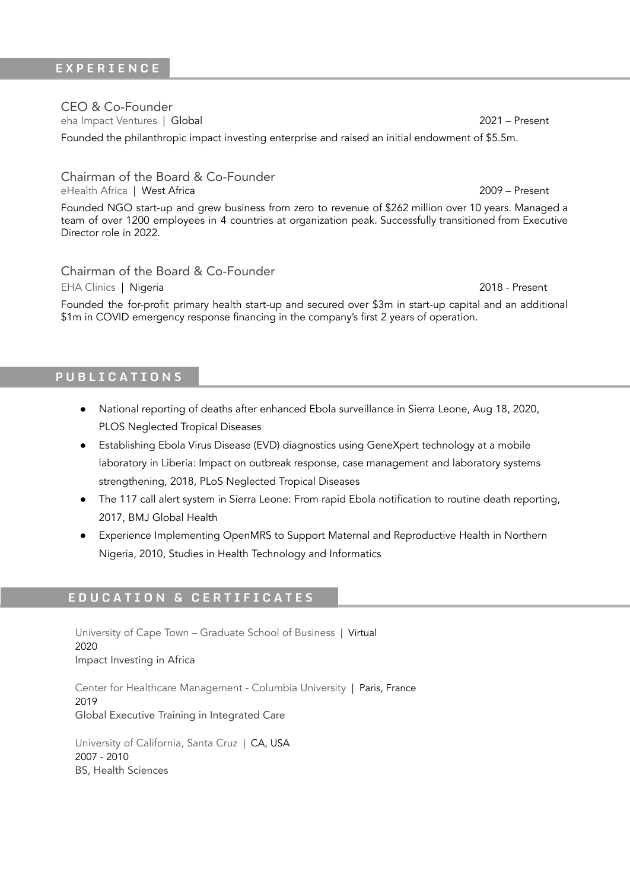## EXPERIENCE

### CEO & Co-Founder

eha Impact Ventures | Global — 2021 – Present

Founded the philanthropic impact investing enterprise and raised an initial endowment of $5.5m.

### Chairman of the Board & Co-Founder

eHealth Africa | West Africa — 2009 – Present

Founded NGO start-up and grew business from zero to revenue of $262 million over 10 years. Managed a team of over 1200 employees in 4 countries at organization peak. Successfully transitioned from Executive Director role in 2022.

### Chairman of the Board & Co-Founder

EHA Clinics | Nigeria — 2018 - Present

Founded the for-profit primary health start-up and secured over $3m in start-up capital and an additional $1m in COVID emergency response financing in the company's first 2 years of operation.

## PUBLICATIONS

- National reporting of deaths after enhanced Ebola surveillance in Sierra Leone, Aug 18, 2020, PLOS Neglected Tropical Diseases
- Establishing Ebola Virus Disease (EVD) diagnostics using GeneXpert technology at a mobile laboratory in Liberia: Impact on outbreak response, case management and laboratory systems strengthening, 2018, PLoS Neglected Tropical Diseases
- The 117 call alert system in Sierra Leone: From rapid Ebola notification to routine death reporting, 2017, BMJ Global Health
- Experience Implementing OpenMRS to Support Maternal and Reproductive Health in Northern Nigeria, 2010, Studies in Health Technology and Informatics

## EDUCATION & CERTIFICATES

University of Cape Town – Graduate School of Business | Virtual
2020
Impact Investing in Africa

Center for Healthcare Management - Columbia University | Paris, France
2019
Global Executive Training in Integrated Care

University of California, Santa Cruz | CA, USA
2007 - 2010
BS, Health Sciences